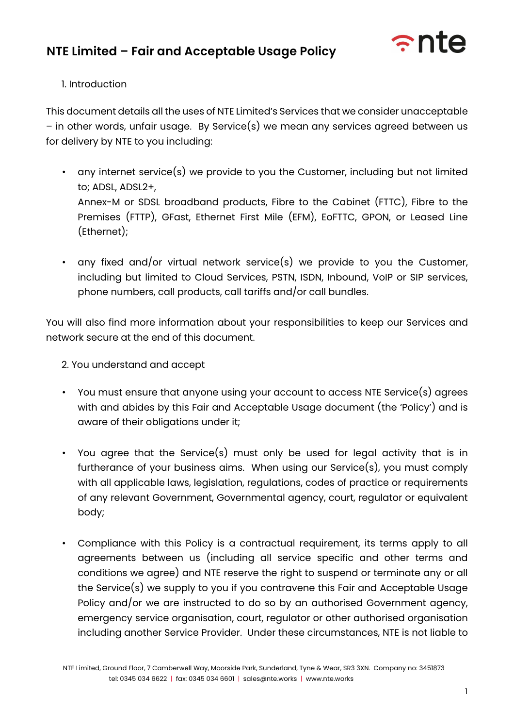# NTE Limited – Fair and Acceptable Usage Policy

1. Introduction

This document details all the uses of NTE Limited's Services that we consider unacceptable – in other words, unfair usage. By Service(s) we mean any services agreed between us for delivery by NTE to you including:

- any internet service(s) we provide to you the Customer, including but not limited to; ADSL, ADSL2+, Annex-M or SDSL broadband products, Fibre to the Cabinet (FTTC), Fibre to the Premises (FTTP), GFast, Ethernet First Mile (EFM), EoFTTC, GPON, or Leased Line (Ethernet);

- any fixed and/or virtual network service(s) we provide to you the Customer, including but limited to Cloud Services, PSTN, ISDN, Inbound, VoIP or SIP services, phone numbers, call products, call tariffs and/or call bundles.

You will also find more information about your responsibilities to keep our Services and network secure at the end of this document.

2. You understand and accept

- You must ensure that anyone using your account to access NTE Service(s) agrees with and abides by this Fair and Acceptable Usage document (the 'Policy') and is aware of their obligations under it;

- You agree that the Service(s) must only be used for legal activity that is in furtherance of your business aims. When using our Service(s), you must comply with all applicable laws, legislation, regulations, codes of practice or requirements of any relevant Government, Governmental agency, court, regulator or equivalent body;

- Compliance with this Policy is a contractual requirement, its terms apply to all agreements between us (including all service specific and other terms and conditions we agree) and NTE reserve the right to suspend or terminate any or all the Service(s) we supply to you if you contravene this Fair and Acceptable Usage Policy and/or we are instructed to do so by an authorised Government agency, emergency service organisation, court, regulator or other authorised organisation including another Service Provider. Under these circumstances, NTE is not liable to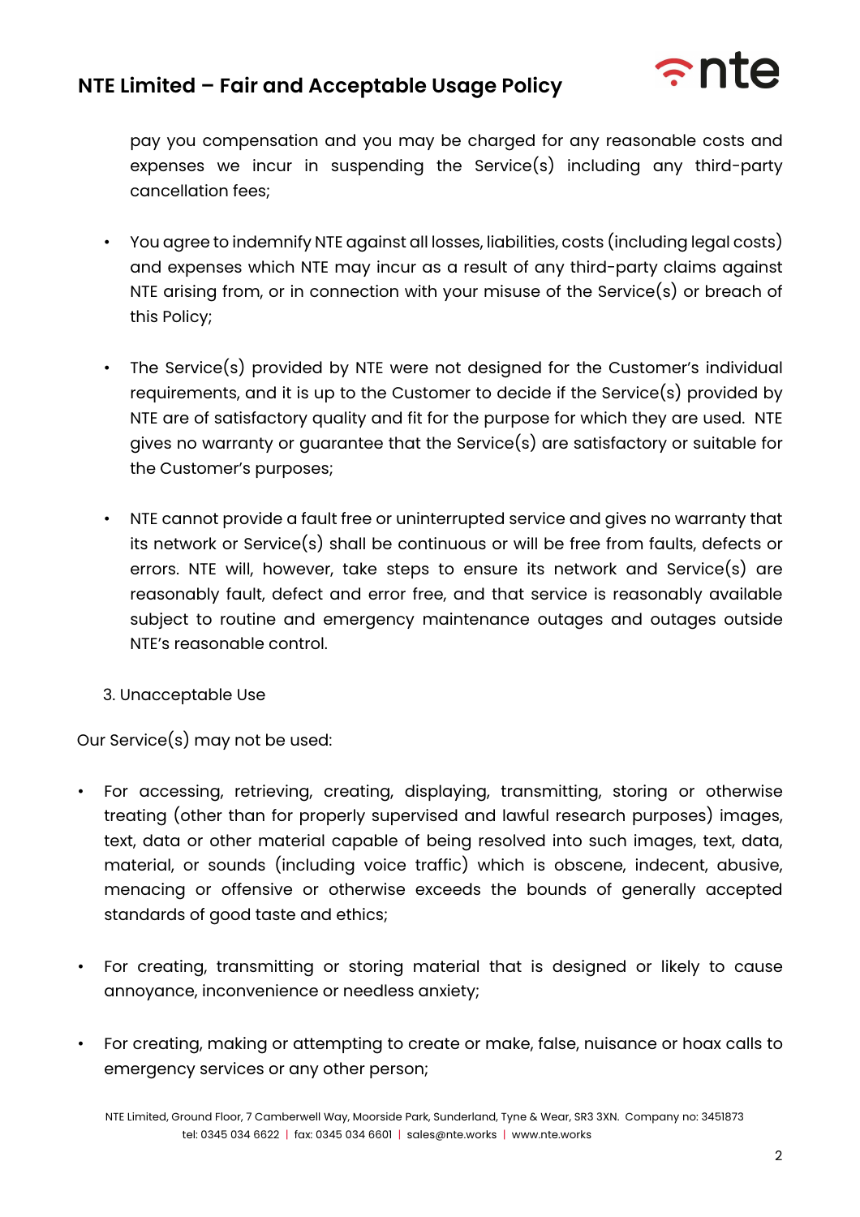pay you compensation and you may be charged for any reasonable costs and expenses we incur in suspending the Service(s) including any third-party cancellation fees;

- You agree to indemnify NTE against all losses, liabilities, costs (including legal costs) and expenses which NTE may incur as a result of any third-party claims against NTE arising from, or in connection with your misuse of the Service(s) or breach of this Policy;

- The Service(s) provided by NTE were not designed for the Customer's individual requirements, and it is up to the Customer to decide if the Service(s) provided by NTE are of satisfactory quality and fit for the purpose for which they are used. NTE gives no warranty or guarantee that the Service(s) are satisfactory or suitable for the Customer's purposes;

- NTE cannot provide a fault free or uninterrupted service and gives no warranty that its network or Service(s) shall be continuous or will be free from faults, defects or errors. NTE will, however, take steps to ensure its network and Service(s) are reasonably fault, defect and error free, and that service is reasonably available subject to routine and emergency maintenance outages and outages outside NTE's reasonable control.

3. Unacceptable Use

Our Service(s) may not be used:

- For accessing, retrieving, creating, displaying, transmitting, storing or otherwise treating (other than for properly supervised and lawful research purposes) images, text, data or other material capable of being resolved into such images, text, data, material, or sounds (including voice traffic) which is obscene, indecent, abusive, menacing or offensive or otherwise exceeds the bounds of generally accepted standards of good taste and ethics;

- For creating, transmitting or storing material that is designed or likely to cause annoyance, inconvenience or needless anxiety;

- For creating, making or attempting to create or make, false, nuisance or hoax calls to emergency services or any other person;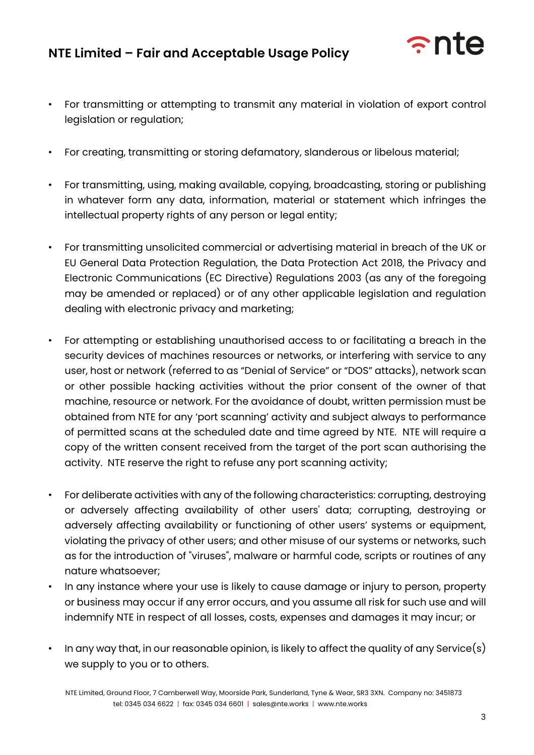- For transmitting or attempting to transmit any material in violation of export control legislation or regulation;

- For creating, transmitting or storing defamatory, slanderous or libelous material;

- For transmitting, using, making available, copying, broadcasting, storing or publishing in whatever form any data, information, material or statement which infringes the intellectual property rights of any person or legal entity;

- For transmitting unsolicited commercial or advertising material in breach of the UK or EU General Data Protection Regulation, the Data Protection Act 2018, the Privacy and Electronic Communications (EC Directive) Regulations 2003 (as any of the foregoing may be amended or replaced) or of any other applicable legislation and regulation dealing with electronic privacy and marketing;

- For attempting or establishing unauthorised access to or facilitating a breach in the security devices of machines resources or networks, or interfering with service to any user, host or network (referred to as "Denial of Service" or "DOS" attacks), network scan or other possible hacking activities without the prior consent of the owner of that machine, resource or network. For the avoidance of doubt, written permission must be obtained from NTE for any 'port scanning' activity and subject always to performance of permitted scans at the scheduled date and time agreed by NTE. NTE will require a copy of the written consent received from the target of the port scan authorising the activity. NTE reserve the right to refuse any port scanning activity;

- For deliberate activities with any of the following characteristics: corrupting, destroying or adversely affecting availability of other users' data; corrupting, destroying or adversely affecting availability or functioning of other users' systems or equipment, violating the privacy of other users; and other misuse of our systems or networks, such as for the introduction of "viruses", malware or harmful code, scripts or routines of any nature whatsoever;
- In any instance where your use is likely to cause damage or injury to person, property or business may occur if any error occurs, and you assume all risk for such use and will indemnify NTE in respect of all losses, costs, expenses and damages it may incur; or

- In any way that, in our reasonable opinion, is likely to affect the quality of any Service(s) we supply to you or to others.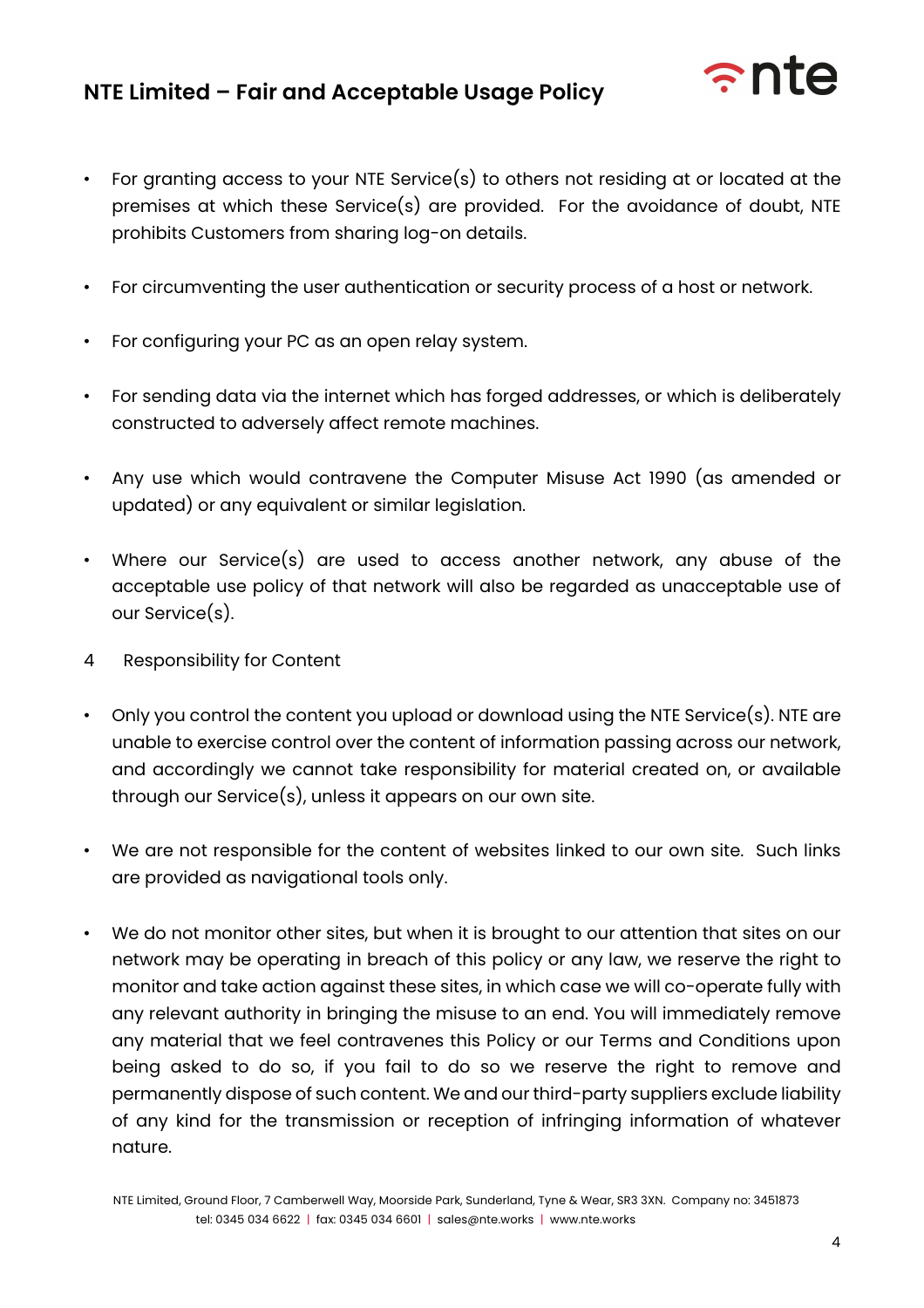- For granting access to your NTE Service(s) to others not residing at or located at the premises at which these Service(s) are provided. For the avoidance of doubt, NTE prohibits Customers from sharing log-on details.

- For circumventing the user authentication or security process of a host or network.

- For configuring your PC as an open relay system.

- For sending data via the internet which has forged addresses, or which is deliberately constructed to adversely affect remote machines.

- Any use which would contravene the Computer Misuse Act 1990 (as amended or updated) or any equivalent or similar legislation.

- Where our Service(s) are used to access another network, any abuse of the acceptable use policy of that network will also be regarded as unacceptable use of our Service(s).

## 4 Responsibility for Content

- Only you control the content you upload or download using the NTE Service(s). NTE are unable to exercise control over the content of information passing across our network, and accordingly we cannot take responsibility for material created on, or available through our Service(s), unless it appears on our own site.

- We are not responsible for the content of websites linked to our own site. Such links are provided as navigational tools only.

- We do not monitor other sites, but when it is brought to our attention that sites on our network may be operating in breach of this policy or any law, we reserve the right to monitor and take action against these sites, in which case we will co-operate fully with any relevant authority in bringing the misuse to an end. You will immediately remove any material that we feel contravenes this Policy or our Terms and Conditions upon being asked to do so, if you fail to do so we reserve the right to remove and permanently dispose of such content. We and our third-party suppliers exclude liability of any kind for the transmission or reception of infringing information of whatever nature.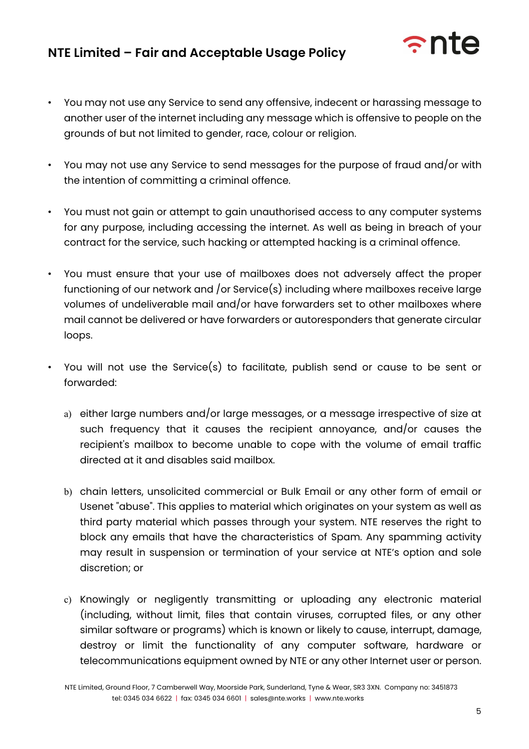- You may not use any Service to send any offensive, indecent or harassing message to another user of the internet including any message which is offensive to people on the grounds of but not limited to gender, race, colour or religion.

- You may not use any Service to send messages for the purpose of fraud and/or with the intention of committing a criminal offence.

- You must not gain or attempt to gain unauthorised access to any computer systems for any purpose, including accessing the internet. As well as being in breach of your contract for the service, such hacking or attempted hacking is a criminal offence.

- You must ensure that your use of mailboxes does not adversely affect the proper functioning of our network and /or Service(s) including where mailboxes receive large volumes of undeliverable mail and/or have forwarders set to other mailboxes where mail cannot be delivered or have forwarders or autoresponders that generate circular loops.

- You will not use the Service(s) to facilitate, publish send or cause to be sent or forwarded:

  a) either large numbers and/or large messages, or a message irrespective of size at such frequency that it causes the recipient annoyance, and/or causes the recipient's mailbox to become unable to cope with the volume of email traffic directed at it and disables said mailbox.

  b) chain letters, unsolicited commercial or Bulk Email or any other form of email or Usenet "abuse". This applies to material which originates on your system as well as third party material which passes through your system. NTE reserves the right to block any emails that have the characteristics of Spam. Any spamming activity may result in suspension or termination of your service at NTE's option and sole discretion; or

  c) Knowingly or negligently transmitting or uploading any electronic material (including, without limit, files that contain viruses, corrupted files, or any other similar software or programs) which is known or likely to cause, interrupt, damage, destroy or limit the functionality of any computer software, hardware or telecommunications equipment owned by NTE or any other Internet user or person.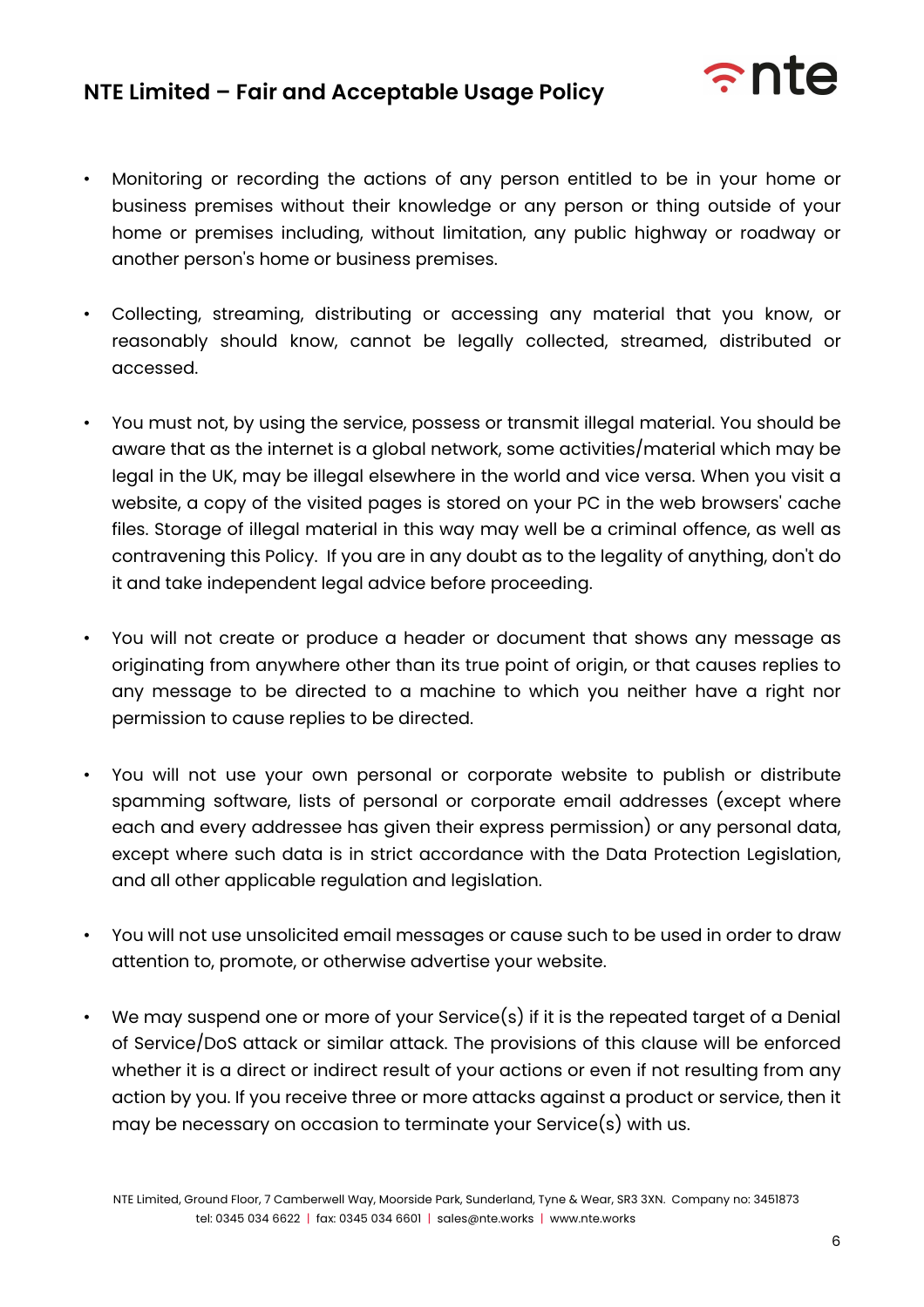- Monitoring or recording the actions of any person entitled to be in your home or business premises without their knowledge or any person or thing outside of your home or premises including, without limitation, any public highway or roadway or another person's home or business premises.

- Collecting, streaming, distributing or accessing any material that you know, or reasonably should know, cannot be legally collected, streamed, distributed or accessed.

- You must not, by using the service, possess or transmit illegal material. You should be aware that as the internet is a global network, some activities/material which may be legal in the UK, may be illegal elsewhere in the world and vice versa. When you visit a website, a copy of the visited pages is stored on your PC in the web browsers' cache files. Storage of illegal material in this way may well be a criminal offence, as well as contravening this Policy. If you are in any doubt as to the legality of anything, don't do it and take independent legal advice before proceeding.

- You will not create or produce a header or document that shows any message as originating from anywhere other than its true point of origin, or that causes replies to any message to be directed to a machine to which you neither have a right nor permission to cause replies to be directed.

- You will not use your own personal or corporate website to publish or distribute spamming software, lists of personal or corporate email addresses (except where each and every addressee has given their express permission) or any personal data, except where such data is in strict accordance with the Data Protection Legislation, and all other applicable regulation and legislation.

- You will not use unsolicited email messages or cause such to be used in order to draw attention to, promote, or otherwise advertise your website.

- We may suspend one or more of your Service(s) if it is the repeated target of a Denial of Service/DoS attack or similar attack. The provisions of this clause will be enforced whether it is a direct or indirect result of your actions or even if not resulting from any action by you. If you receive three or more attacks against a product or service, then it may be necessary on occasion to terminate your Service(s) with us.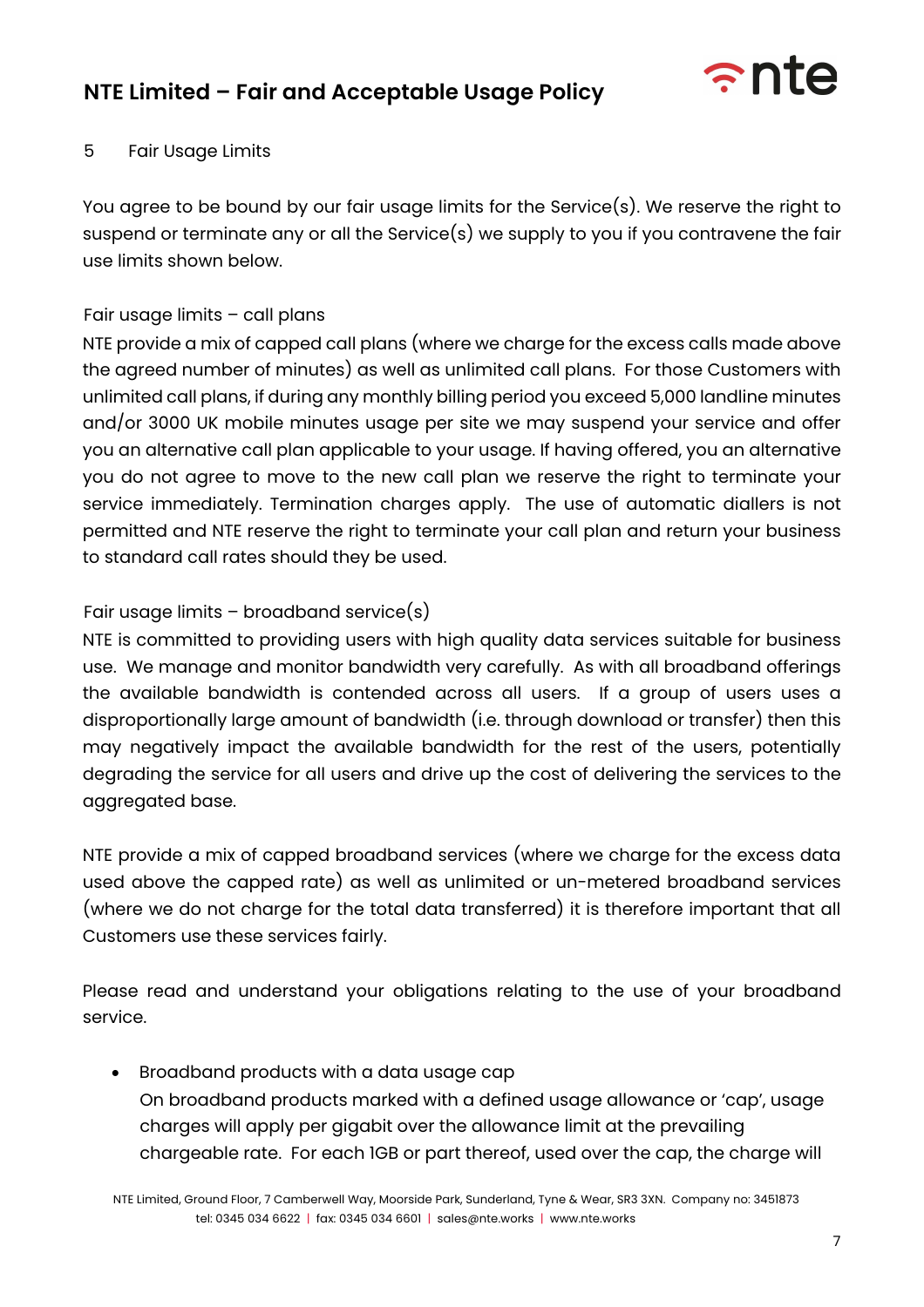## 5 Fair Usage Limits

You agree to be bound by our fair usage limits for the Service(s). We reserve the right to suspend or terminate any or all the Service(s) we supply to you if you contravene the fair use limits shown below.

### Fair usage limits – call plans

NTE provide a mix of capped call plans (where we charge for the excess calls made above the agreed number of minutes) as well as unlimited call plans. For those Customers with unlimited call plans, if during any monthly billing period you exceed 5,000 landline minutes and/or 3000 UK mobile minutes usage per site we may suspend your service and offer you an alternative call plan applicable to your usage. If having offered, you an alternative you do not agree to move to the new call plan we reserve the right to terminate your service immediately. Termination charges apply. The use of automatic diallers is not permitted and NTE reserve the right to terminate your call plan and return your business to standard call rates should they be used.

### Fair usage limits – broadband service(s)

NTE is committed to providing users with high quality data services suitable for business use. We manage and monitor bandwidth very carefully. As with all broadband offerings the available bandwidth is contended across all users. If a group of users uses a disproportionally large amount of bandwidth (i.e. through download or transfer) then this may negatively impact the available bandwidth for the rest of the users, potentially degrading the service for all users and drive up the cost of delivering the services to the aggregated base.

NTE provide a mix of capped broadband services (where we charge for the excess data used above the capped rate) as well as unlimited or un-metered broadband services (where we do not charge for the total data transferred) it is therefore important that all Customers use these services fairly.

Please read and understand your obligations relating to the use of your broadband service.

- Broadband products with a data usage cap
  On broadband products marked with a defined usage allowance or 'cap', usage charges will apply per gigabit over the allowance limit at the prevailing chargeable rate. For each 1GB or part thereof, used over the cap, the charge will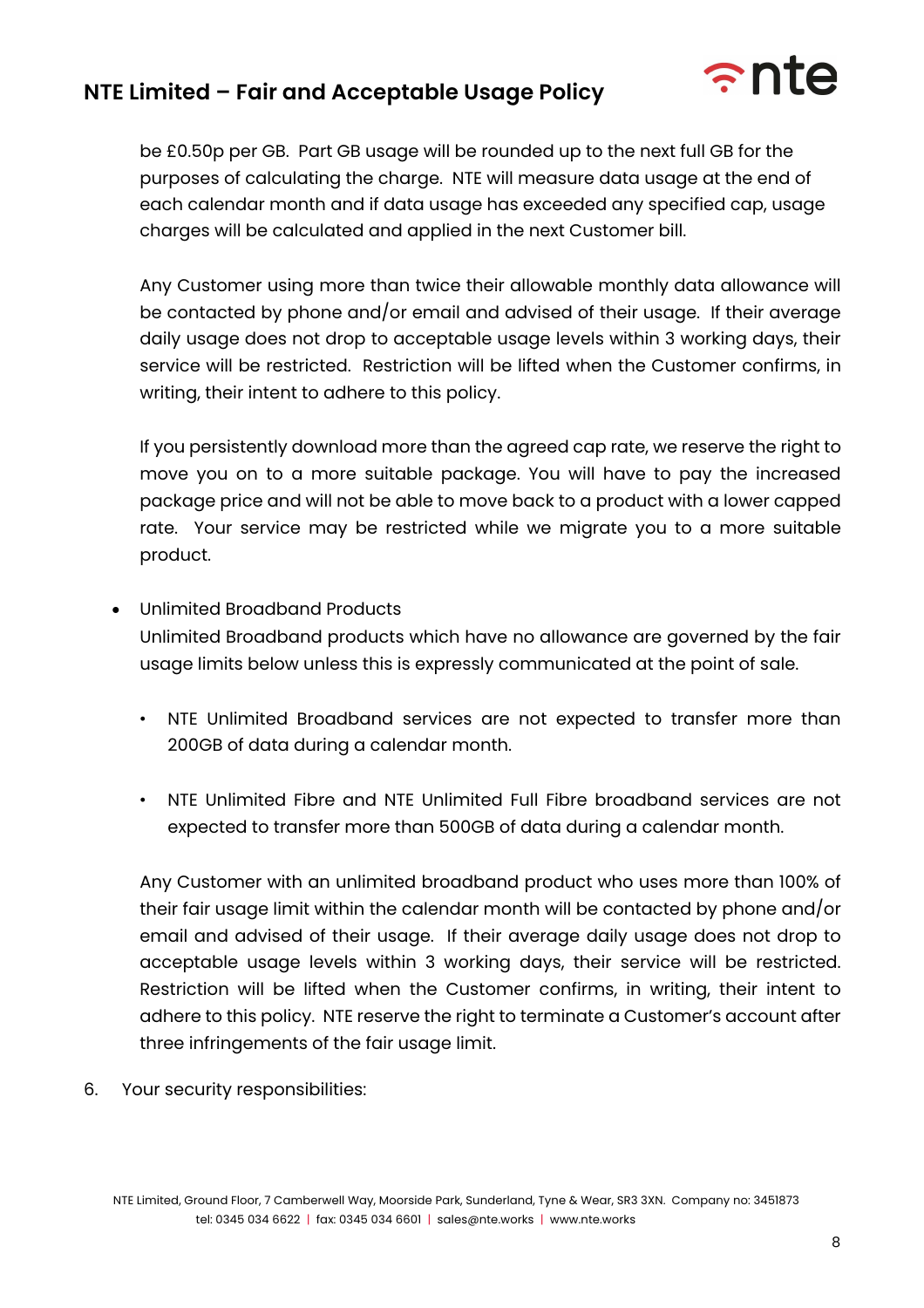be £0.50p per GB. Part GB usage will be rounded up to the next full GB for the purposes of calculating the charge. NTE will measure data usage at the end of each calendar month and if data usage has exceeded any specified cap, usage charges will be calculated and applied in the next Customer bill.

Any Customer using more than twice their allowable monthly data allowance will be contacted by phone and/or email and advised of their usage. If their average daily usage does not drop to acceptable usage levels within 3 working days, their service will be restricted. Restriction will be lifted when the Customer confirms, in writing, their intent to adhere to this policy.

If you persistently download more than the agreed cap rate, we reserve the right to move you on to a more suitable package. You will have to pay the increased package price and will not be able to move back to a product with a lower capped rate. Your service may be restricted while we migrate you to a more suitable product.

- Unlimited Broadband Products
  Unlimited Broadband products which have no allowance are governed by the fair usage limits below unless this is expressly communicated at the point of sale.

  - NTE Unlimited Broadband services are not expected to transfer more than 200GB of data during a calendar month.

  - NTE Unlimited Fibre and NTE Unlimited Full Fibre broadband services are not expected to transfer more than 500GB of data during a calendar month.

  Any Customer with an unlimited broadband product who uses more than 100% of their fair usage limit within the calendar month will be contacted by phone and/or email and advised of their usage. If their average daily usage does not drop to acceptable usage levels within 3 working days, their service will be restricted. Restriction will be lifted when the Customer confirms, in writing, their intent to adhere to this policy. NTE reserve the right to terminate a Customer's account after three infringements of the fair usage limit.

6. Your security responsibilities: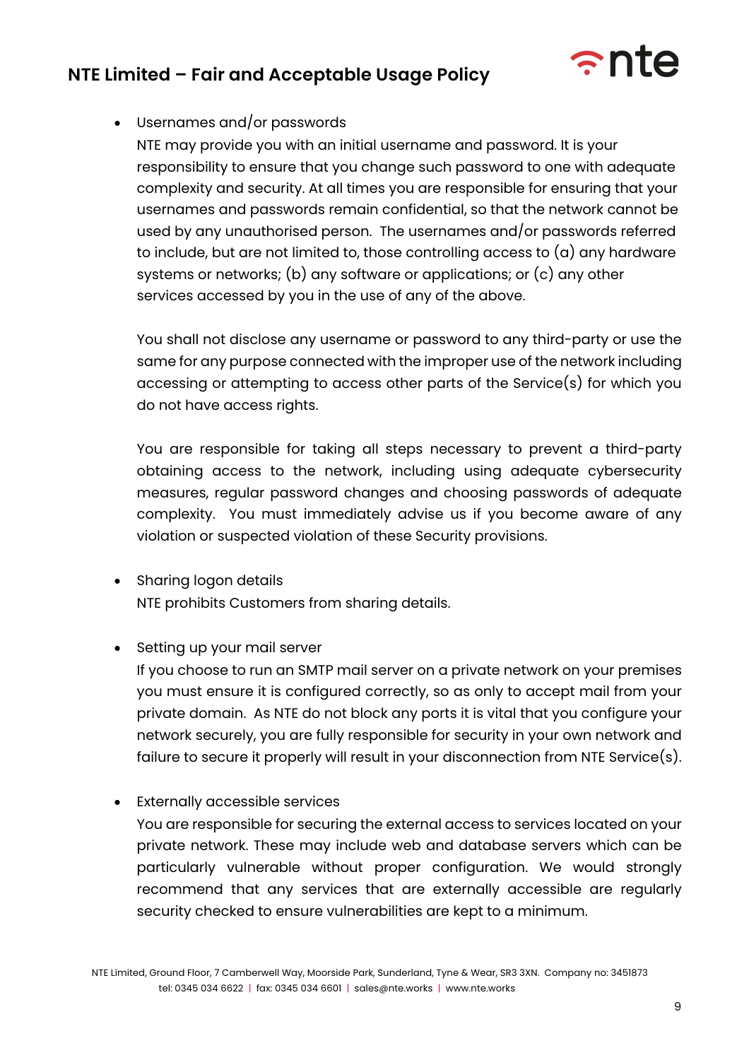- Usernames and/or passwords

  NTE may provide you with an initial username and password. It is your responsibility to ensure that you change such password to one with adequate complexity and security. At all times you are responsible for ensuring that your usernames and passwords remain confidential, so that the network cannot be used by any unauthorised person. The usernames and/or passwords referred to include, but are not limited to, those controlling access to (a) any hardware systems or networks; (b) any software or applications; or (c) any other services accessed by you in the use of any of the above.

  You shall not disclose any username or password to any third-party or use the same for any purpose connected with the improper use of the network including accessing or attempting to access other parts of the Service(s) for which you do not have access rights.

  You are responsible for taking all steps necessary to prevent a third-party obtaining access to the network, including using adequate cybersecurity measures, regular password changes and choosing passwords of adequate complexity. You must immediately advise us if you become aware of any violation or suspected violation of these Security provisions.

- Sharing logon details

  NTE prohibits Customers from sharing details.

- Setting up your mail server

  If you choose to run an SMTP mail server on a private network on your premises you must ensure it is configured correctly, so as only to accept mail from your private domain. As NTE do not block any ports it is vital that you configure your network securely, you are fully responsible for security in your own network and failure to secure it properly will result in your disconnection from NTE Service(s).

- Externally accessible services

  You are responsible for securing the external access to services located on your private network. These may include web and database servers which can be particularly vulnerable without proper configuration. We would strongly recommend that any services that are externally accessible are regularly security checked to ensure vulnerabilities are kept to a minimum.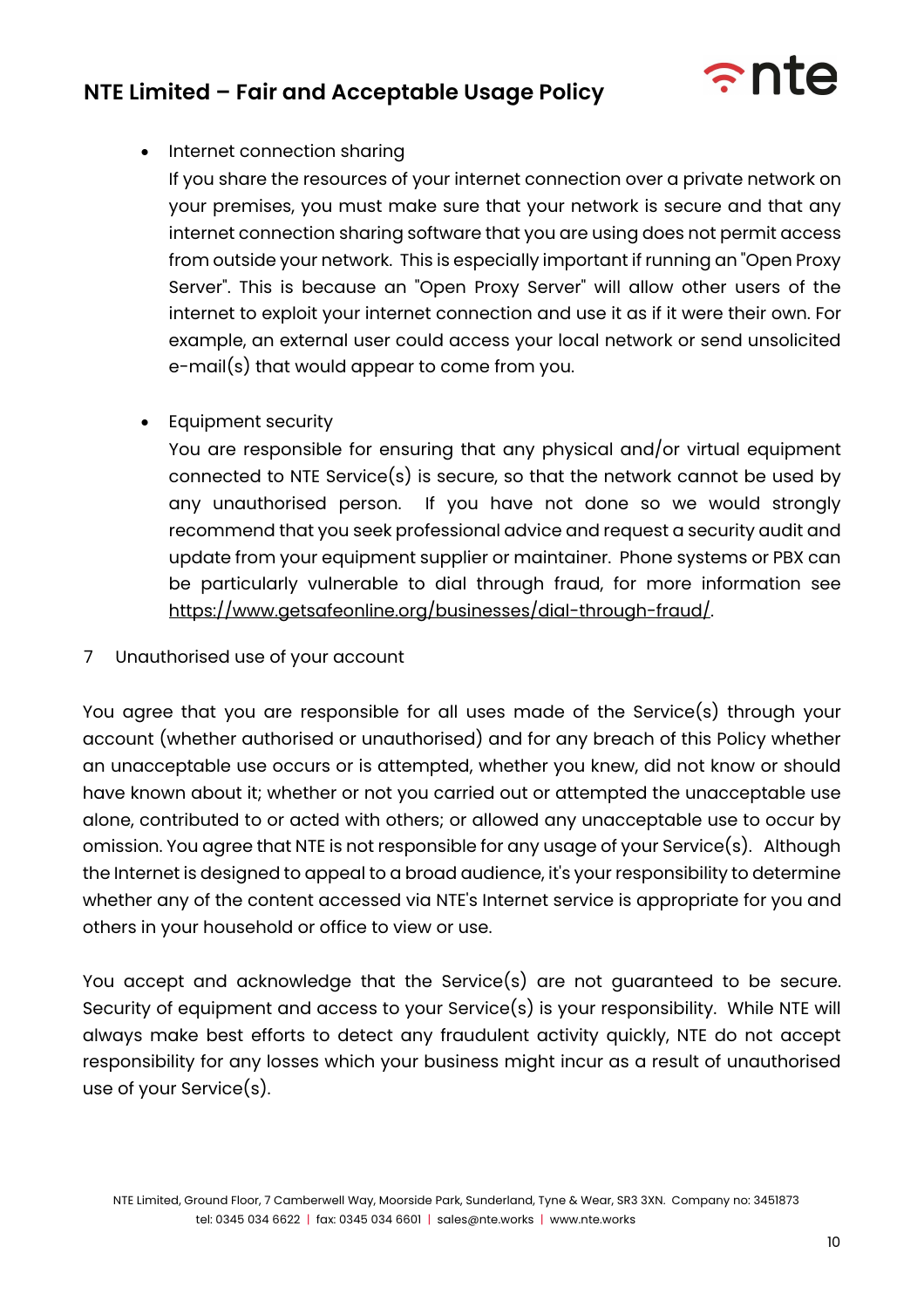- Internet connection sharing

  If you share the resources of your internet connection over a private network on your premises, you must make sure that your network is secure and that any internet connection sharing software that you are using does not permit access from outside your network. This is especially important if running an "Open Proxy Server". This is because an "Open Proxy Server" will allow other users of the internet to exploit your internet connection and use it as if it were their own. For example, an external user could access your local network or send unsolicited e-mail(s) that would appear to come from you.

- Equipment security

  You are responsible for ensuring that any physical and/or virtual equipment connected to NTE Service(s) is secure, so that the network cannot be used by any unauthorised person. If you have not done so we would strongly recommend that you seek professional advice and request a security audit and update from your equipment supplier or maintainer. Phone systems or PBX can be particularly vulnerable to dial through fraud, for more information see https://www.getsafeonline.org/businesses/dial-through-fraud/.

## 7 Unauthorised use of your account

You agree that you are responsible for all uses made of the Service(s) through your account (whether authorised or unauthorised) and for any breach of this Policy whether an unacceptable use occurs or is attempted, whether you knew, did not know or should have known about it; whether or not you carried out or attempted the unacceptable use alone, contributed to or acted with others; or allowed any unacceptable use to occur by omission. You agree that NTE is not responsible for any usage of your Service(s). Although the Internet is designed to appeal to a broad audience, it's your responsibility to determine whether any of the content accessed via NTE's Internet service is appropriate for you and others in your household or office to view or use.

You accept and acknowledge that the Service(s) are not guaranteed to be secure. Security of equipment and access to your Service(s) is your responsibility. While NTE will always make best efforts to detect any fraudulent activity quickly, NTE do not accept responsibility for any losses which your business might incur as a result of unauthorised use of your Service(s).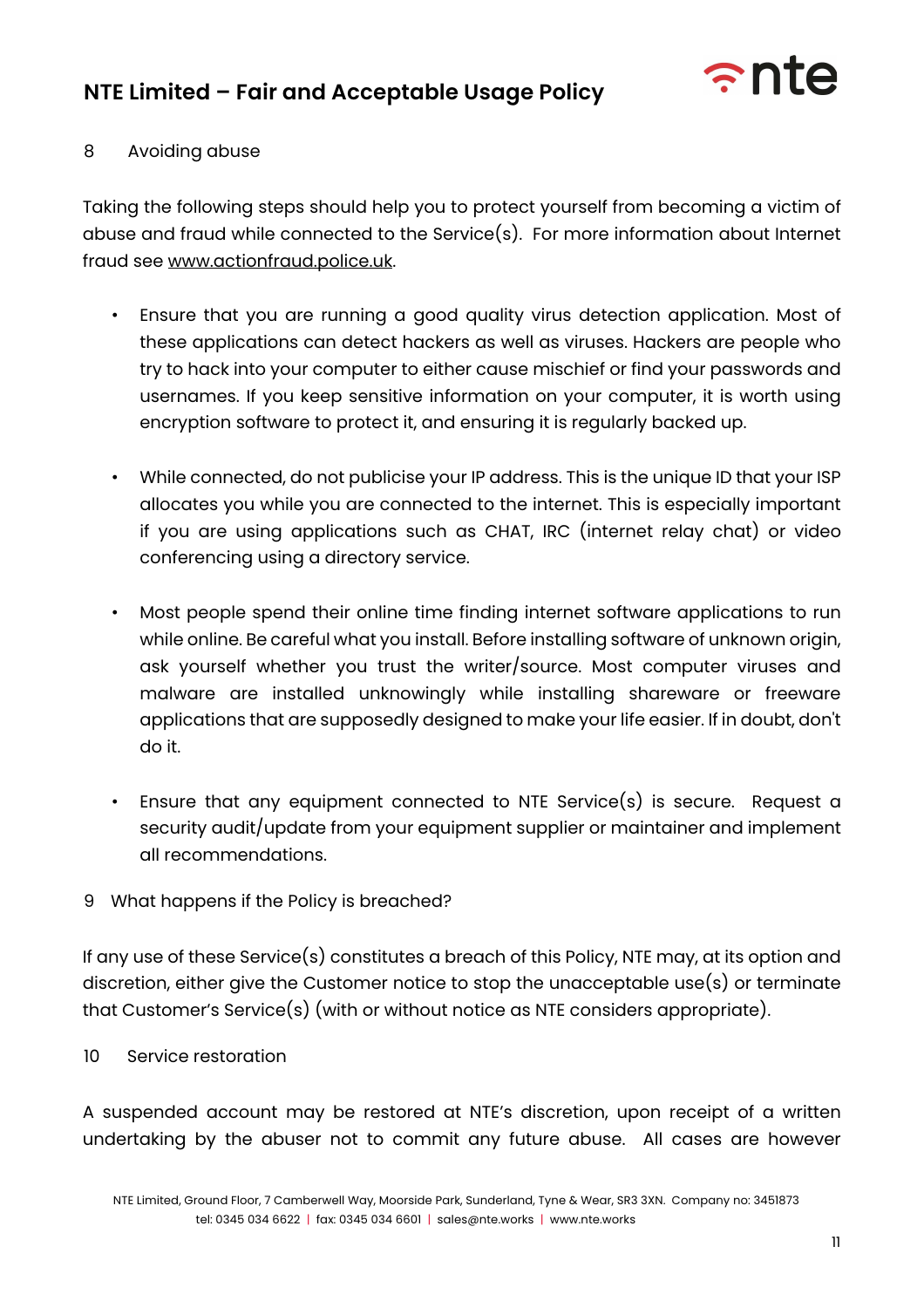## 8 Avoiding abuse

Taking the following steps should help you to protect yourself from becoming a victim of abuse and fraud while connected to the Service(s). For more information about Internet fraud see www.actionfraud.police.uk.

- Ensure that you are running a good quality virus detection application. Most of these applications can detect hackers as well as viruses. Hackers are people who try to hack into your computer to either cause mischief or find your passwords and usernames. If you keep sensitive information on your computer, it is worth using encryption software to protect it, and ensuring it is regularly backed up.

- While connected, do not publicise your IP address. This is the unique ID that your ISP allocates you while you are connected to the internet. This is especially important if you are using applications such as CHAT, IRC (internet relay chat) or video conferencing using a directory service.

- Most people spend their online time finding internet software applications to run while online. Be careful what you install. Before installing software of unknown origin, ask yourself whether you trust the writer/source. Most computer viruses and malware are installed unknowingly while installing shareware or freeware applications that are supposedly designed to make your life easier. If in doubt, don't do it.

- Ensure that any equipment connected to NTE Service(s) is secure. Request a security audit/update from your equipment supplier or maintainer and implement all recommendations.

## 9 What happens if the Policy is breached?

If any use of these Service(s) constitutes a breach of this Policy, NTE may, at its option and discretion, either give the Customer notice to stop the unacceptable use(s) or terminate that Customer's Service(s) (with or without notice as NTE considers appropriate).

## 10 Service restoration

A suspended account may be restored at NTE's discretion, upon receipt of a written undertaking by the abuser not to commit any future abuse. All cases are however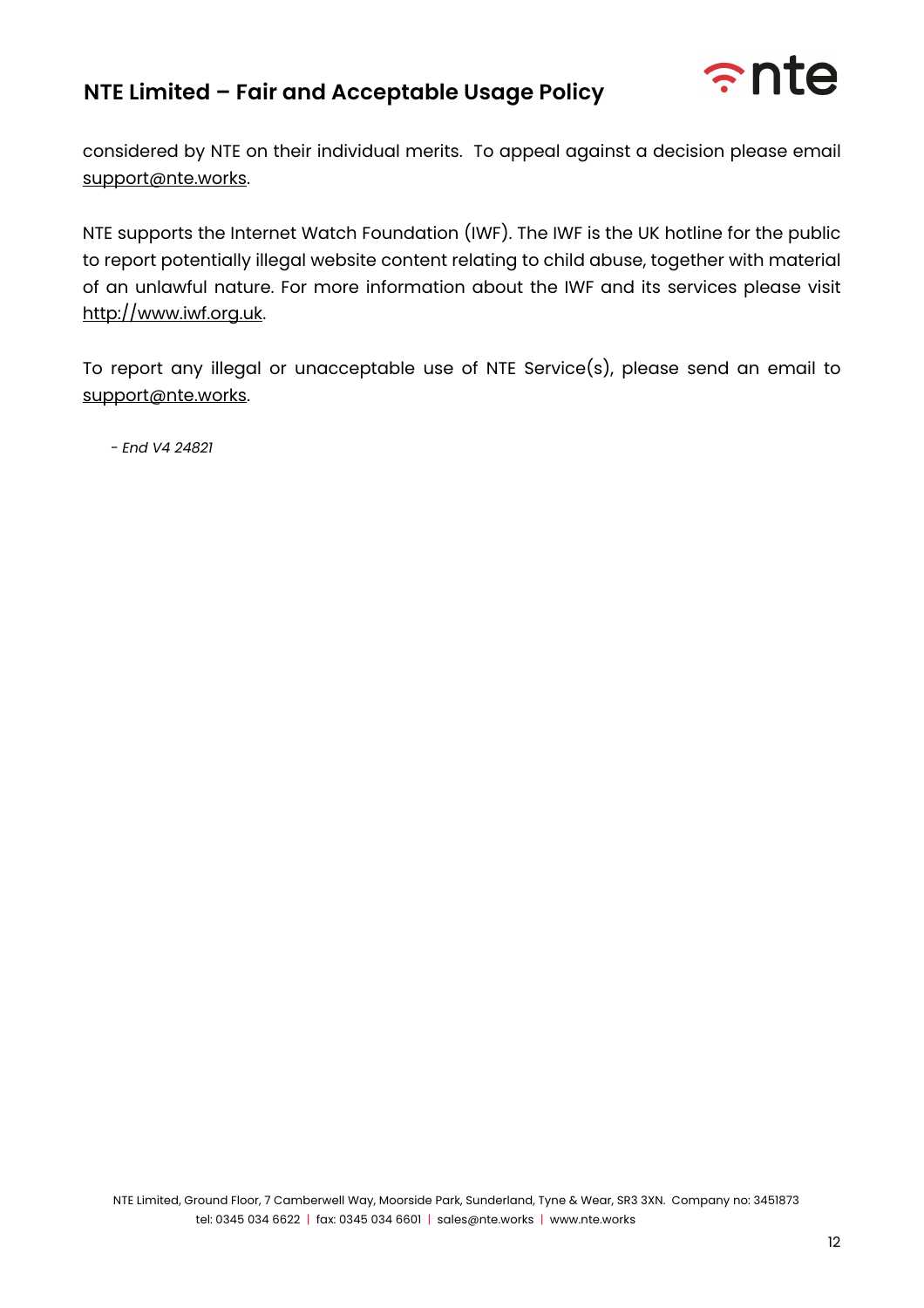considered by NTE on their individual merits. To appeal against a decision please email support@nte.works.

NTE supports the Internet Watch Foundation (IWF). The IWF is the UK hotline for the public to report potentially illegal website content relating to child abuse, together with material of an unlawful nature. For more information about the IWF and its services please visit http://www.iwf.org.uk.

To report any illegal or unacceptable use of NTE Service(s), please send an email to support@nte.works.

*- End V4 24821*